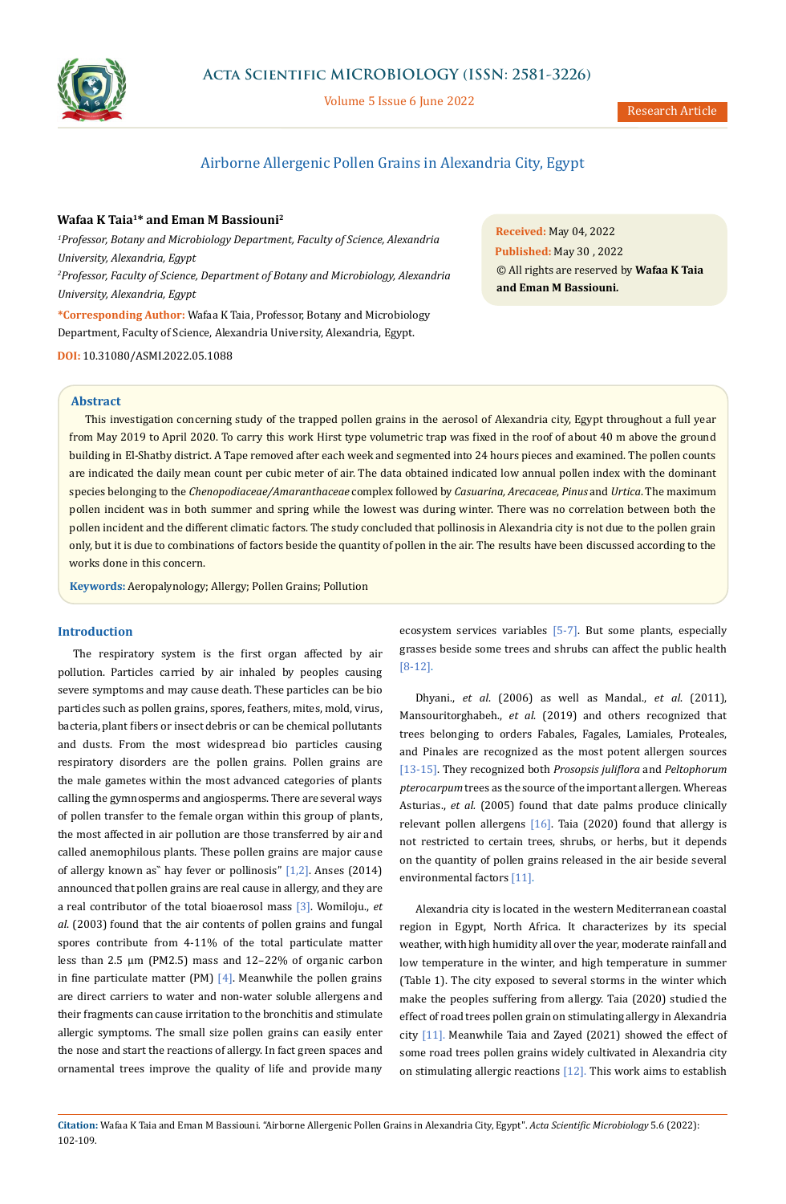# Airborne Allergenic Pollen Grains in Alexandria City, Egypt

**Wafaa K Taia[1]* and Eman M Bassiouni[2]**

[1]*Professor, Botany and Microbiology Department, Faculty of Science, Alexandria University, Alexandria, Egypt*

[2]*Professor, Faculty of Science, Department of Botany and Microbiology, Alexandria University, Alexandria, Egypt*

**\*Corresponding Author:** Wafaa K Taia, Professor, Botany and Microbiology Department, Faculty of Science, Alexandria University, Alexandria, Egypt.

**DOI:** 10.31080/ASMI.2022.05.1088

**Received:** May 04, 2022
**Published:** May 30 , 2022
© All rights are reserved by **Wafaa K Taia and Eman M Bassiouni.**

## Abstract

This investigation concerning study of the trapped pollen grains in the aerosol of Alexandria city, Egypt throughout a full year from May 2019 to April 2020. To carry this work Hirst type volumetric trap was fixed in the roof of about 40 m above the ground building in El-Shatby district. A Tape removed after each week and segmented into 24 hours pieces and examined. The pollen counts are indicated the daily mean count per cubic meter of air. The data obtained indicated low annual pollen index with the dominant species belonging to the *Chenopodiaceae/Amaranthaceae* complex followed by *Casuarina*, *Arecaceae*, *Pinus* and *Urtica*. The maximum pollen incident was in both summer and spring while the lowest was during winter. There was no correlation between both the pollen incident and the different climatic factors. The study concluded that pollinosis in Alexandria city is not due to the pollen grain only, but it is due to combinations of factors beside the quantity of pollen in the air. The results have been discussed according to the works done in this concern.

**Keywords:** Aeropalynology; Allergy; Pollen Grains; Pollution

## Introduction

The respiratory system is the first organ affected by air pollution. Particles carried by air inhaled by peoples causing severe symptoms and may cause death. These particles can be bio particles such as pollen grains, spores, feathers, mites, mold, virus, bacteria, plant fibers or insect debris or can be chemical pollutants and dusts. From the most widespread bio particles causing respiratory disorders are the pollen grains. Pollen grains are the male gametes within the most advanced categories of plants calling the gymnosperms and angiosperms. There are several ways of pollen transfer to the female organ within this group of plants, the most affected in air pollution are those transferred by air and called anemophilous plants. These pollen grains are major cause of allergy known as" hay fever or pollinosis" [1,2]. Anses (2014) announced that pollen grains are real cause in allergy, and they are a real contributor of the total bioaerosol mass [3]. Womiloju., *et al.* (2003) found that the air contents of pollen grains and fungal spores contribute from 4-11% of the total particulate matter less than 2.5 µm (PM2.5) mass and 12–22% of organic carbon in fine particulate matter (PM) [4]. Meanwhile the pollen grains are direct carriers to water and non-water soluble allergens and their fragments can cause irritation to the bronchitis and stimulate allergic symptoms. The small size pollen grains can easily enter the nose and start the reactions of allergy. In fact green spaces and ornamental trees improve the quality of life and provide many ecosystem services variables [5-7]. But some plants, especially grasses beside some trees and shrubs can affect the public health [8-12].

Dhyani., *et al.* (2006) as well as Mandal., *et al.* (2011), Mansouritorghabeh., *et al.* (2019) and others recognized that trees belonging to orders Fabales, Fagales, Lamiales, Proteales, and Pinales are recognized as the most potent allergen sources [13-15]. They recognized both *Prosopsis juliflora* and *Peltophorum pterocarpum* trees as the source of the important allergen. Whereas Asturias., *et al.* (2005) found that date palms produce clinically relevant pollen allergens [16]. Taia (2020) found that allergy is not restricted to certain trees, shrubs, or herbs, but it depends on the quantity of pollen grains released in the air beside several environmental factors [11].

Alexandria city is located in the western Mediterranean coastal region in Egypt, North Africa. It characterizes by its special weather, with high humidity all over the year, moderate rainfall and low temperature in the winter, and high temperature in summer (Table 1). The city exposed to several storms in the winter which make the peoples suffering from allergy. Taia (2020) studied the effect of road trees pollen grain on stimulating allergy in Alexandria city [11]. Meanwhile Taia and Zayed (2021) showed the effect of some road trees pollen grains widely cultivated in Alexandria city on stimulating allergic reactions [12]. This work aims to establish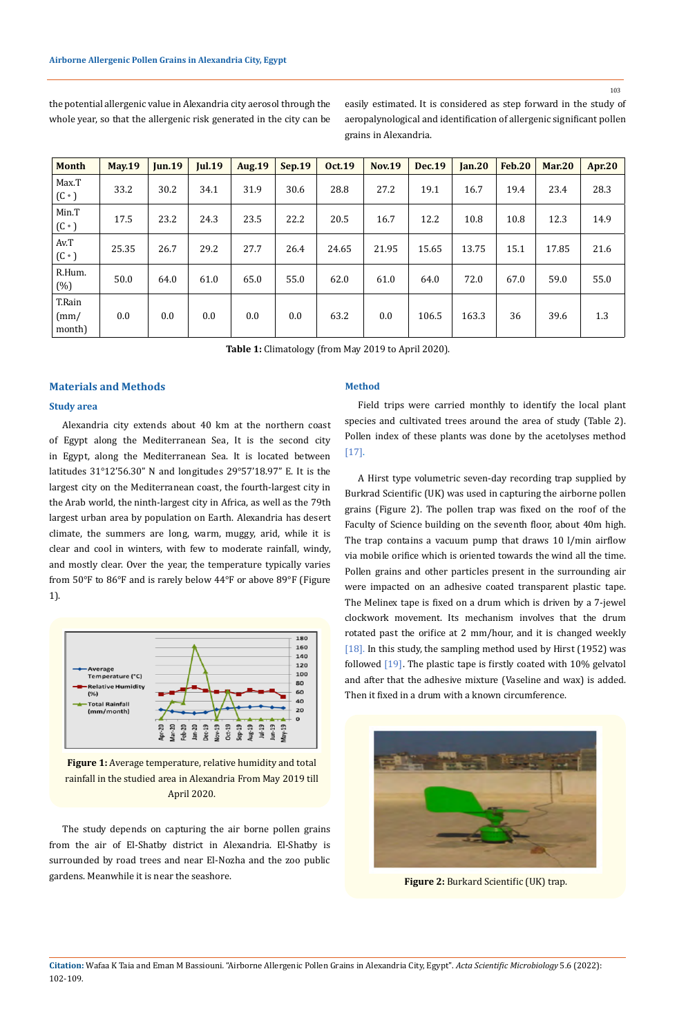the potential allergenic value in Alexandria city aerosol through the whole year, so that the allergenic risk generated in the city can be easily estimated. It is considered as step forward in the study of aeropalynological and identification of allergenic significant pollen grains in Alexandria.

| Month | May.19 | Jun.19 | Jul.19 | Aug.19 | Sep.19 | Oct.19 | Nov.19 | Dec.19 | Jan.20 | Feb.20 | Mar.20 | Apr.20 |
|---|---|---|---|---|---|---|---|---|---|---|---|---|
| Max.T (C∘) | 33.2 | 30.2 | 34.1 | 31.9 | 30.6 | 28.8 | 27.2 | 19.1 | 16.7 | 19.4 | 23.4 | 28.3 |
| Min.T (C∘) | 17.5 | 23.2 | 24.3 | 23.5 | 22.2 | 20.5 | 16.7 | 12.2 | 10.8 | 10.8 | 12.3 | 14.9 |
| Av.T (C∘) | 25.35 | 26.7 | 29.2 | 27.7 | 26.4 | 24.65 | 21.95 | 15.65 | 13.75 | 15.1 | 17.85 | 21.6 |
| R.Hum. (%) | 50.0 | 64.0 | 61.0 | 65.0 | 55.0 | 62.0 | 61.0 | 64.0 | 72.0 | 67.0 | 59.0 | 55.0 |
| T.Rain (mm/ month) | 0.0 | 0.0 | 0.0 | 0.0 | 0.0 | 63.2 | 0.0 | 106.5 | 163.3 | 36 | 39.6 | 1.3 |

**Table 1:** Climatology (from May 2019 to April 2020).

## Materials and Methods

### Study area

Alexandria city extends about 40 km at the northern coast of Egypt along the Mediterranean Sea, It is the second city in Egypt, along the Mediterranean Sea. It is located between latitudes 31°12'56.30" N and longitudes 29°57'18.97" E. It is the largest city on the Mediterranean coast, the fourth-largest city in the Arab world, the ninth-largest city in Africa, as well as the 79th largest urban area by population on Earth. Alexandria has desert climate, the summers are long, warm, muggy, arid, while it is clear and cool in winters, with few to moderate rainfall, windy, and mostly clear. Over the year, the temperature typically varies from 50°F to 86°F and is rarely below 44°F or above 89°F (Figure 1).

**Figure 1:** Average temperature, relative humidity and total rainfall in the studied area in Alexandria From May 2019 till April 2020.

The study depends on capturing the air borne pollen grains from the air of El-Shatby district in Alexandria. El-Shatby is surrounded by road trees and near El-Nozha and the zoo public gardens. Meanwhile it is near the seashore.

### Method

Field trips were carried monthly to identify the local plant species and cultivated trees around the area of study (Table 2). Pollen index of these plants was done by the acetolyses method [17].

A Hirst type volumetric seven-day recording trap supplied by Burkrad Scientific (UK) was used in capturing the airborne pollen grains (Figure 2). The pollen trap was fixed on the roof of the Faculty of Science building on the seventh floor, about 40m high. The trap contains a vacuum pump that draws 10 l/min airflow via mobile orifice which is oriented towards the wind all the time. Pollen grains and other particles present in the surrounding air were impacted on an adhesive coated transparent plastic tape. The Melinex tape is fixed on a drum which is driven by a 7-jewel clockwork movement. Its mechanism involves that the drum rotated past the orifice at 2 mm/hour, and it is changed weekly [18]. In this study, the sampling method used by Hirst (1952) was followed [19]. The plastic tape is firstly coated with 10% gelvatol and after that the adhesive mixture (Vaseline and wax) is added. Then it fixed in a drum with a known circumference.

**Figure 2:** Burkard Scientific (UK) trap.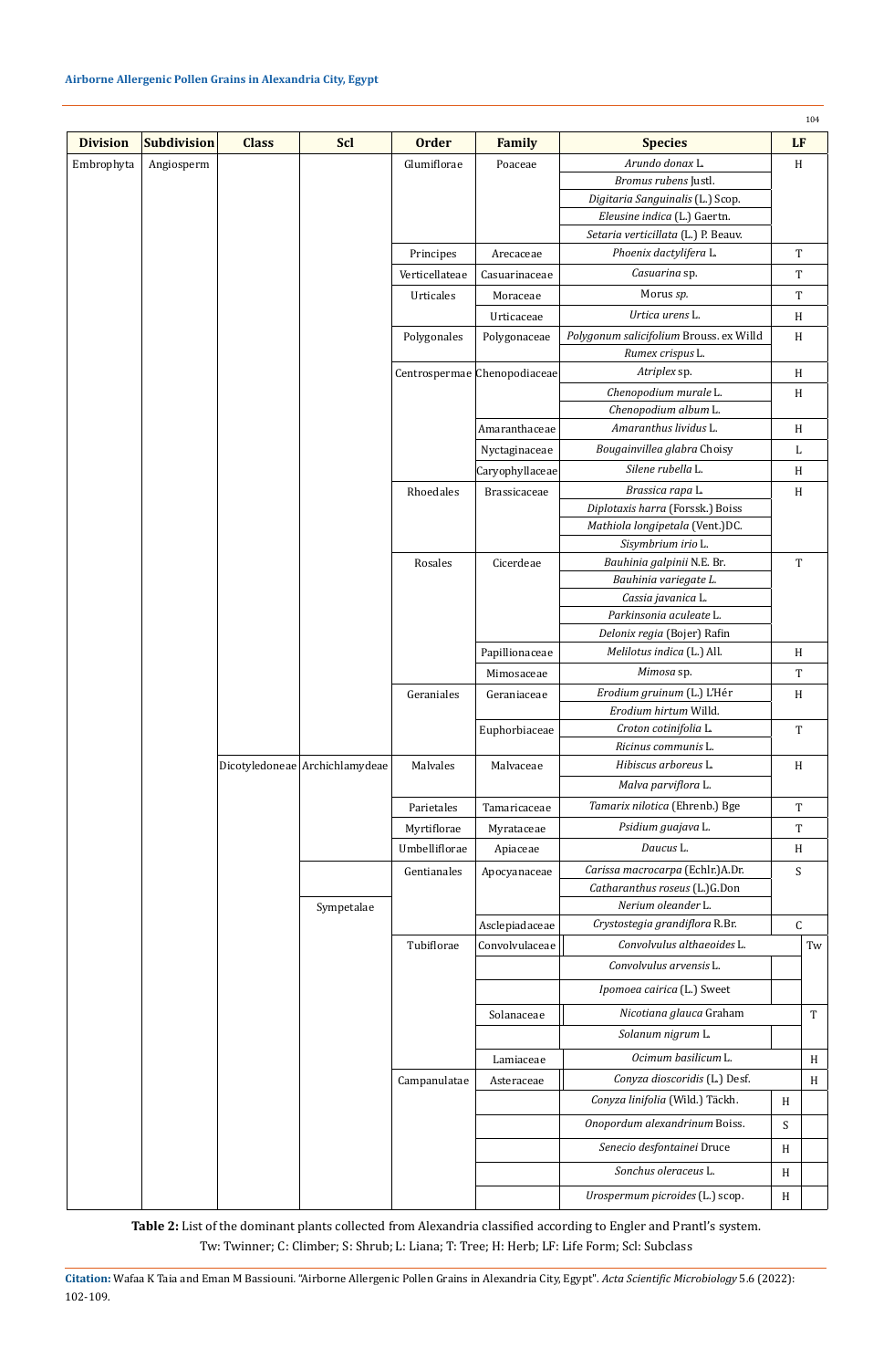| Division | Subdivision | Class | Scl | Order | Family | Species | LF |
|---|---|---|---|---|---|---|---|
| Embrophyta | Angiosperm | | | Glumiflorae | Poaceae | *Arundo donax* L. | H |
| | | | | | | *Bromus rubens* Justl. | |
| | | | | | | *Digitaria Sanguinalis* (L.) Scop. | |
| | | | | | | *Eleusine indica* (L.) Gaertn. | |
| | | | | | | *Setaria verticillata* (L.) P. Beauv. | |
| | | | | Principes | Arecaceae | *Phoenix dactylifera* L. | T |
| | | | | Verticellateae | Casuarinaceae | *Casuarina* sp. | T |
| | | | | Urticales | Moraceae | Morus *sp.* | T |
| | | | | | Urticaceae | *Urtica urens* L. | H |
| | | | | Polygonales | Polygonaceae | *Polygonum salicifolium* Brouss. ex Willd | H |
| | | | | | | *Rumex crispus* L. | |
| | | | | Centrospermae | Chenopodiaceae | *Atriplex* sp. | H |
| | | | | | | *Chenopodium murale* L. | H |
| | | | | | | *Chenopodium album* L. | |
| | | | | | Amaranthaceae | *Amaranthus lividus* L. | H |
| | | | | | Nyctaginaceae | *Bougainvillea glabra* Choisy | L |
| | | | | | Caryophyllaceae | *Silene rubella* L. | H |
| | | | | Rhoedales | Brassicaceae | *Brassica rapa* L. | H |
| | | | | | | *Diplotaxis harra* (Forssk.) Boiss | |
| | | | | | | *Mathiola longipetala* (Vent.)DC. | |
| | | | | | | *Sisymbrium irio* L. | |
| | | | | Rosales | Cicerdeae | *Bauhinia galpinii* N.E. Br. | T |
| | | | | | | *Bauhinia variegate* L. | |
| | | | | | | *Cassia javanica* L. | |
| | | | | | | *Parkinsonia aculeate* L. | |
| | | | | | | *Delonix regia* (Bojer) Rafin | |
| | | | | | Papillionaceae | *Melilotus indica* (L.) All. | H |
| | | | | | Mimosaceae | *Mimosa* sp. | T |
| | | | | Geraniales | Geraniaceae | *Erodium gruinum* (L.) L'Hér | H |
| | | | | | | *Erodium hirtum* Willd. | |
| | | | | | Euphorbiaceae | *Croton cotinifolia* L. | T |
| | | | | | | *Ricinus communis* L. | |
| | | Dicotyledoneae | Archichlamydeae | Malvales | Malvaceae | *Hibiscus arboreus* L. | H |
| | | | | | | *Malva parviflora* L. | |
| | | | | Parietales | Tamaricaceae | *Tamarix nilotica* (Ehrenb.) Bge | T |
| | | | | Myrtiflorae | Myrataceae | *Psidium guajava* L. | T |
| | | | | Umbelliflorae | Apiaceae | *Daucus* L. | H |
| | | | | Gentianales | Apocyanaceae | *Carissa macrocarpa* (Echlr.)A.Dr. | S |
| | | | | | | *Catharanthus roseus* (L.)G.Don | |
| | | | Sympetalae | | | *Nerium oleander* L. | |
| | | | | | Asclepiadaceae | *Crystostegia grandiflora* R.Br. | C |
| | | | | Tubiflorae | Convolvulaceae | *Convolvulus althaeoides* L. | Tw |
| | | | | | | *Convolvulus arvensis* L. | |
| | | | | | | *Ipomoea cairica* (L.) Sweet | |
| | | | | | Solanaceae | *Nicotiana glauca* Graham | T |
| | | | | | | *Solanum nigrum* L. | |
| | | | | | Lamiaceae | *Ocimum basilicum* L. | H |
| | | | | Campanulatae | Asteraceae | *Conyza dioscoridis* (L.) Desf. | H |
| | | | | | | *Conyza linifolia* (Wild.) Täckh. | H |
| | | | | | | *Onopordum alexandrinum* Boiss. | S |
| | | | | | | *Senecio desfontainei* Druce | H |
| | | | | | | *Sonchus oleraceus* L. | H |
| | | | | | | *Urospermum picroides* (L.) scop. | H |

**Table 2:** List of the dominant plants collected from Alexandria classified according to Engler and Prantl's system.
Tw: Twinner; C: Climber; S: Shrub; L: Liana; T: Tree; H: Herb; LF: Life Form; Scl: Subclass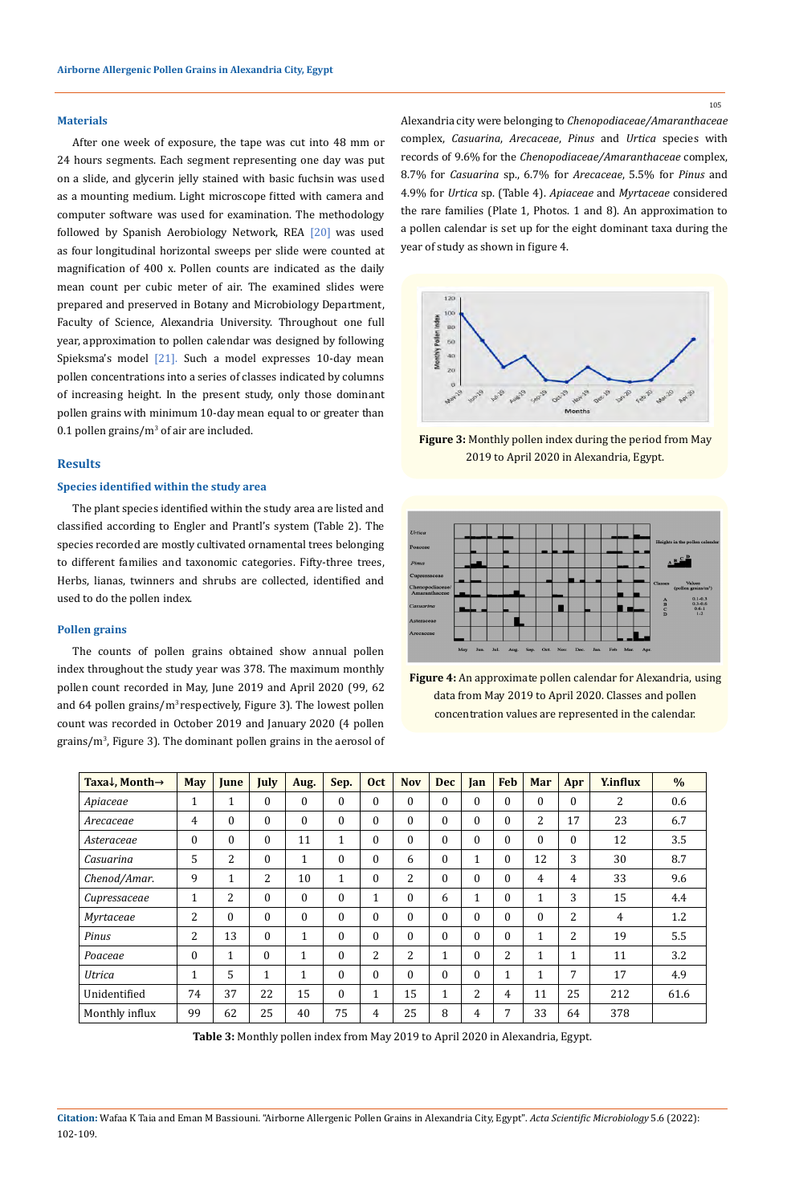## Materials

After one week of exposure, the tape was cut into 48 mm or 24 hours segments. Each segment representing one day was put on a slide, and glycerin jelly stained with basic fuchsin was used as a mounting medium. Light microscope fitted with camera and computer software was used for examination. The methodology followed by Spanish Aerobiology Network, REA [20] was used as four longitudinal horizontal sweeps per slide were counted at magnification of 400 x. Pollen counts are indicated as the daily mean count per cubic meter of air. The examined slides were prepared and preserved in Botany and Microbiology Department, Faculty of Science, Alexandria University. Throughout one full year, approximation to pollen calendar was designed by following Spieksma's model [21]. Such a model expresses 10-day mean pollen concentrations into a series of classes indicated by columns of increasing height. In the present study, only those dominant pollen grains with minimum 10-day mean equal to or greater than 0.1 pollen grains/m$^3$ of air are included.

## Results

### Species identified within the study area

The plant species identified within the study area are listed and classified according to Engler and Prantl's system (Table 2). The species recorded are mostly cultivated ornamental trees belonging to different families and taxonomic categories. Fifty-three trees, Herbs, lianas, twinners and shrubs are collected, identified and used to do the pollen index.

### Pollen grains

The counts of pollen grains obtained show annual pollen index throughout the study year was 378. The maximum monthly pollen count recorded in May, June 2019 and April 2020 (99, 62 and 64 pollen grains/m$^3$ respectively, Figure 3). The lowest pollen count was recorded in October 2019 and January 2020 (4 pollen grains/m$^3$, Figure 3). The dominant pollen grains in the aerosol of Alexandria city were belonging to *Chenopodiaceae/Amaranthaceae* complex, *Casuarina*, *Arecaceae*, *Pinus* and *Urtica* species with records of 9.6% for the *Chenopodiaceae/Amaranthaceae* complex, 8.7% for *Casuarina* sp., 6.7% for *Arecaceae*, 5.5% for *Pinus* and 4.9% for *Urtica* sp. (Table 4). *Apiaceae* and *Myrtaceae* considered the rare families (Plate 1, Photos. 1 and 8). An approximation to a pollen calendar is set up for the eight dominant taxa during the year of study as shown in figure 4.

**Figure 3:** Monthly pollen index during the period from May 2019 to April 2020 in Alexandria, Egypt.

**Figure 4:** An approximate pollen calendar for Alexandria, using data from May 2019 to April 2020. Classes and pollen concentration values are represented in the calendar.

| Taxa↓, Month→ | May | June | July | Aug. | Sep. | Oct | Nov | Dec | Jan | Feb | Mar | Apr | Y.influx | % |
|---|---|---|---|---|---|---|---|---|---|---|---|---|---|---|
| *Apiaceae* | 1 | 1 | 0 | 0 | 0 | 0 | 0 | 0 | 0 | 0 | 0 | 0 | 2 | 0.6 |
| *Arecaceae* | 4 | 0 | 0 | 0 | 0 | 0 | 0 | 0 | 0 | 0 | 2 | 17 | 23 | 6.7 |
| *Asteraceae* | 0 | 0 | 0 | 11 | 1 | 0 | 0 | 0 | 0 | 0 | 0 | 0 | 12 | 3.5 |
| *Casuarina* | 5 | 2 | 0 | 1 | 0 | 0 | 6 | 0 | 1 | 0 | 12 | 3 | 30 | 8.7 |
| *Chenod/Amar.* | 9 | 1 | 2 | 10 | 1 | 0 | 2 | 0 | 0 | 0 | 4 | 4 | 33 | 9.6 |
| *Cupressaceae* | 1 | 2 | 0 | 0 | 0 | 1 | 0 | 6 | 1 | 0 | 1 | 3 | 15 | 4.4 |
| *Myrtaceae* | 2 | 0 | 0 | 0 | 0 | 0 | 0 | 0 | 0 | 0 | 0 | 2 | 4 | 1.2 |
| *Pinus* | 2 | 13 | 0 | 1 | 0 | 0 | 0 | 0 | 0 | 0 | 1 | 2 | 19 | 5.5 |
| *Poaceae* | 0 | 1 | 0 | 1 | 0 | 2 | 2 | 1 | 0 | 2 | 1 | 1 | 11 | 3.2 |
| *Utrica* | 1 | 5 | 1 | 1 | 0 | 0 | 0 | 0 | 0 | 1 | 1 | 7 | 17 | 4.9 |
| Unidentified | 74 | 37 | 22 | 15 | 0 | 1 | 15 | 1 | 2 | 4 | 11 | 25 | 212 | 61.6 |
| Monthly influx | 99 | 62 | 25 | 40 | 75 | 4 | 25 | 8 | 4 | 7 | 33 | 64 | 378 | |

**Table 3:** Monthly pollen index from May 2019 to April 2020 in Alexandria, Egypt.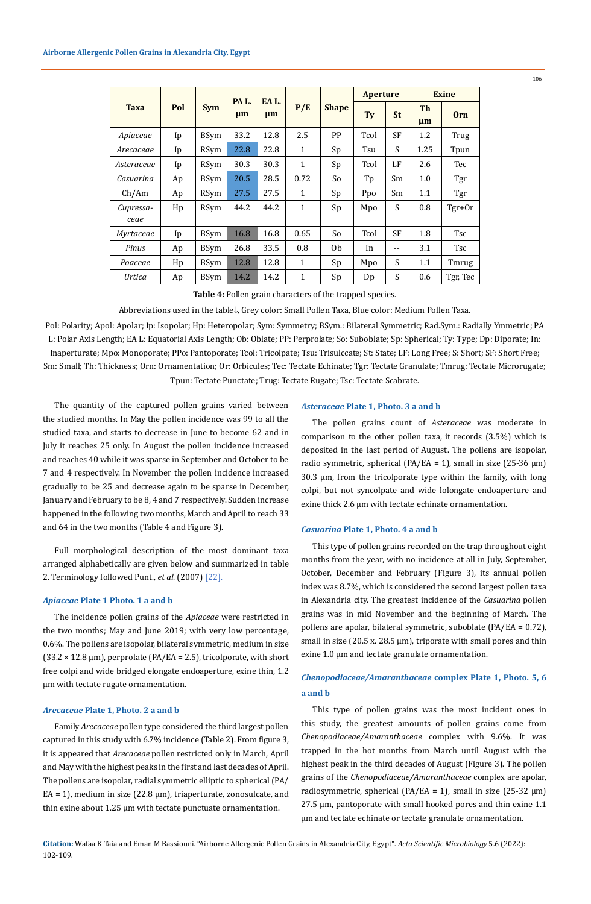| Taxa | Pol | Sym | PA L. µm | EA L. µm | P/E | Shape | Aperture | | Exine | |
|---|---|---|---|---|---|---|---|---|---|---|
| | | | | | | | Ty | St | Th µm | Orn |
| *Apiaceae* | Ip | BSym | 33.2 | 12.8 | 2.5 | PP | Tcol | SF | 1.2 | Trug |
| *Arecaceae* | Ip | RSym | 22.8 | 22.8 | 1 | Sp | Tsu | S | 1.25 | Tpun |
| *Asteraceae* | Ip | RSym | 30.3 | 30.3 | 1 | Sp | Tcol | LF | 2.6 | Tec |
| *Casuarina* | Ap | BSym | 20.5 | 28.5 | 0.72 | So | Tp | Sm | 1.0 | Tgr |
| Ch/Am | Ap | RSym | 27.5 | 27.5 | 1 | Sp | Ppo | Sm | 1.1 | Tgr |
| *Cupressaceae* | Hp | RSym | 44.2 | 44.2 | 1 | Sp | Mpo | S | 0.8 | Tgr+Or |
| *Myrtaceae* | Ip | BSym | 16.8 | 16.8 | 0.65 | So | Tcol | SF | 1.8 | Tsc |
| *Pinus* | Ap | BSym | 26.8 | 33.5 | 0.8 | Ob | In | -- | 3.1 | Tsc |
| *Poaceae* | Hp | BSym | 12.8 | 12.8 | 1 | Sp | Mpo | S | 1.1 | Tmrug |
| *Urtica* | Ap | BSym | 14.2 | 14.2 | 1 | Sp | Dp | S | 0.6 | Tgr, Tec |

**Table 4:** Pollen grain characters of the trapped species.

Abbreviations used in the table↓, Grey color: Small Pollen Taxa, Blue color: Medium Pollen Taxa.

Pol: Polarity; Apol: Apolar; Ip: Isopolar; Hp: Heteropolar; Sym: Symmetry; BSym.: Bilateral Symmetric; Rad.Sym.: Radially Ymmetric; PA L: Polar Axis Length; EA L: Equatorial Axis Length; Ob: Oblate; PP: Perprolate; So: Suboblate; Sp: Spherical; Ty: Type; Dp: Diporate; In: Inaperturate; Mpo: Monoporate; PPo: Pantoporate; Tcol: Tricolpate; Tsu: Trisulccate; St: State; LF: Long Free; S: Short; SF: Short Free; Sm: Small; Th: Thickness; Orn: Ornamentation; Or: Orbicules; Tec: Tectate Echinate; Tgr: Tectate Granulate; Tmrug: Tectate Microrugate; Tpun: Tectate Punctate; Trug: Tectate Rugate; Tsc: Tectate Scabrate.

The quantity of the captured pollen grains varied between the studied months. In May the pollen incidence was 99 to all the studied taxa, and starts to decrease in June to become 62 and in July it reaches 25 only. In August the pollen incidence increased and reaches 40 while it was sparse in September and October to be 7 and 4 respectively. In November the pollen incidence increased gradually to be 25 and decrease again to be sparse in December, January and February to be 8, 4 and 7 respectively. Sudden increase happened in the following two months, March and April to reach 33 and 64 in the two months (Table 4 and Figure 3).

Full morphological description of the most dominant taxa arranged alphabetically are given below and summarized in table 2. Terminology followed Punt., *et al.* (2007) [22].

### *Apiaceae* Plate 1 Photo. 1 a and b

The incidence pollen grains of the *Apiaceae* were restricted in the two months; May and June 2019; with very low percentage, 0.6%. The pollens are isopolar, bilateral symmetric, medium in size (33.2 × 12.8 µm), perprolate (PA/EA = 2.5), tricolporate, with short free colpi and wide bridged elongate endoaperture, exine thin, 1.2 µm with tectate rugate ornamentation.

### *Arecaceae* Plate 1, Photo. 2 a and b

Family *Arecaceae* pollen type considered the third largest pollen captured in this study with 6.7% incidence (Table 2). From figure 3, it is appeared that *Arecaceae* pollen restricted only in March, April and May with the highest peaks in the first and last decades of April. The pollens are isopolar, radial symmetric elliptic to spherical (PA/EA = 1), medium in size (22.8 µm), triaperturate, zonosulcate, and thin exine about 1.25 µm with tectate punctuate ornamentation.

### *Asteraceae* Plate 1, Photo. 3 a and b

The pollen grains count of *Asteraceae* was moderate in comparison to the other pollen taxa, it records (3.5%) which is deposited in the last period of August. The pollens are isopolar, radio symmetric, spherical (PA/EA = 1), small in size (25-36 µm) 30.3 µm, from the tricolporate type within the family, with long colpi, but not syncolpate and wide lolongate endoaperture and exine thick 2.6 µm with tectate echinate ornamentation.

### *Casuarina* Plate 1, Photo. 4 a and b

This type of pollen grains recorded on the trap throughout eight months from the year, with no incidence at all in July, September, October, December and February (Figure 3), its annual pollen index was 8.7%, which is considered the second largest pollen taxa in Alexandria city. The greatest incidence of the *Casuarina* pollen grains was in mid November and the beginning of March. The pollens are apolar, bilateral symmetric, suboblate (PA/EA = 0.72), small in size (20.5 x. 28.5 µm), triporate with small pores and thin exine 1.0 µm and tectate granulate ornamentation.

### *Chenopodiaceae/Amaranthaceae* complex Plate 1, Photo. 5, 6 a and b

This type of pollen grains was the most incident ones in this study, the greatest amounts of pollen grains come from *Chenopodiaceae/Amaranthaceae* complex with 9.6%. It was trapped in the hot months from March until August with the highest peak in the third decades of August (Figure 3). The pollen grains of the *Chenopodiaceae/Amaranthaceae* complex are apolar, radiosymmetric, spherical (PA/EA = 1), small in size (25-32 µm) 27.5 µm, pantoporate with small hooked pores and thin exine 1.1 µm and tectate echinate or tectate granulate ornamentation.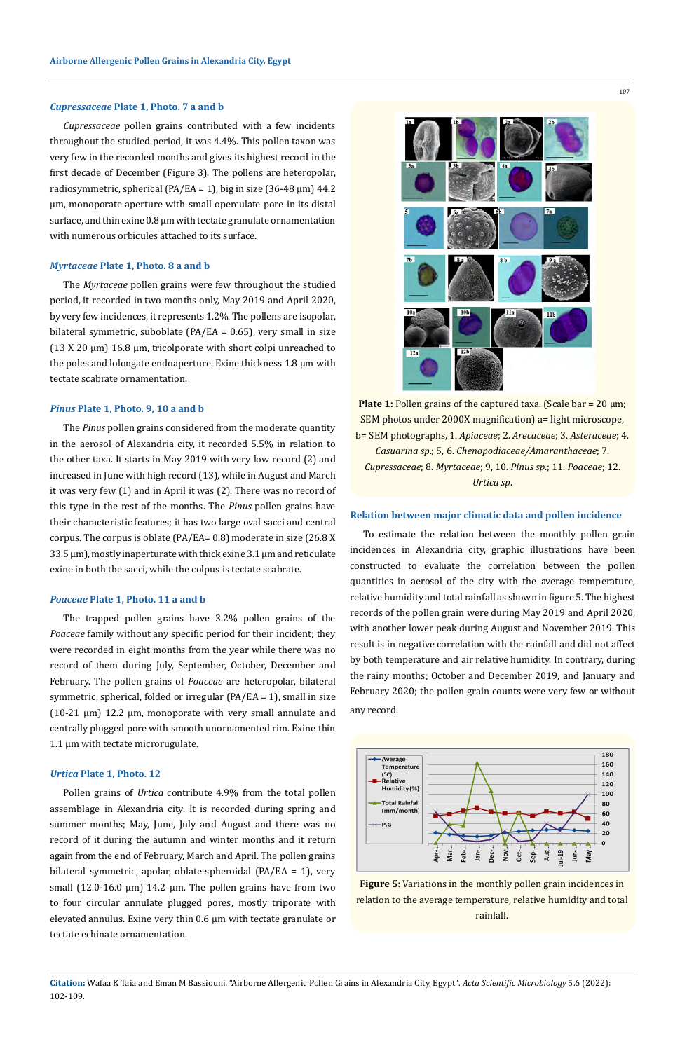### *Cupressaceae* Plate 1, Photo. 7 a and b

*Cupressaceae* pollen grains contributed with a few incidents throughout the studied period, it was 4.4%. This pollen taxon was very few in the recorded months and gives its highest record in the first decade of December (Figure 3). The pollens are heteropolar, radiosymmetric, spherical (PA/EA = 1), big in size (36-48 µm) 44.2 µm, monoporate aperture with small operculate pore in its distal surface, and thin exine 0.8 µm with tectate granulate ornamentation with numerous orbicules attached to its surface.

### *Myrtaceae* Plate 1, Photo. 8 a and b

The *Myrtaceae* pollen grains were few throughout the studied period, it recorded in two months only, May 2019 and April 2020, by very few incidences, it represents 1.2%. The pollens are isopolar, bilateral symmetric, suboblate (PA/EA = 0.65), very small in size (13 X 20 µm) 16.8 µm, tricolporate with short colpi unreached to the poles and lolongate endoaperture. Exine thickness 1.8 µm with tectate scabrate ornamentation.

### *Pinus* Plate 1, Photo. 9, 10 a and b

The *Pinus* pollen grains considered from the moderate quantity in the aerosol of Alexandria city, it recorded 5.5% in relation to the other taxa. It starts in May 2019 with very low record (2) and increased in June with high record (13), while in August and March it was very few (1) and in April it was (2). There was no record of this type in the rest of the months. The *Pinus* pollen grains have their characteristic features; it has two large oval sacci and central corpus. The corpus is oblate (PA/EA= 0.8) moderate in size (26.8 X 33.5 µm), mostly inaperturate with thick exine 3.1 µm and reticulate exine in both the sacci, while the colpus is tectate scabrate.

### *Poaceae* Plate 1, Photo. 11 a and b

The trapped pollen grains have 3.2% pollen grains of the *Poaceae* family without any specific period for their incident; they were recorded in eight months from the year while there was no record of them during July, September, October, December and February. The pollen grains of *Poaceae* are heteropolar, bilateral symmetric, spherical, folded or irregular (PA/EA = 1), small in size (10-21 µm) 12.2 µm, monoporate with very small annulate and centrally plugged pore with smooth unornamented rim. Exine thin 1.1 µm with tectate microrugulate.

### *Urtica* Plate 1, Photo. 12

Pollen grains of *Urtica* contribute 4.9% from the total pollen assemblage in Alexandria city. It is recorded during spring and summer months; May, June, July and August and there was no record of it during the autumn and winter months and it return again from the end of February, March and April. The pollen grains bilateral symmetric, apolar, oblate-spheroidal (PA/EA = 1), very small (12.0-16.0 µm) 14.2 µm. The pollen grains have from two to four circular annulate plugged pores, mostly triporate with elevated annulus. Exine very thin 0.6 µm with tectate granulate or tectate echinate ornamentation.

**Plate 1:** Pollen grains of the captured taxa. (Scale bar = 20 µm; SEM photos under 2000X magnification) a= light microscope, b= SEM photographs, 1. *Apiaceae*; 2. *Arecaceae*; 3. *Asteraceae*; 4. *Casuarina sp*.; 5, 6. *Chenopodiaceae/Amaranthaceae*; 7. *Cupressaceae*; 8. *Myrtaceae*; 9, 10. *Pinus sp*.; 11. *Poaceae*; 12. *Urtica sp*.

### Relation between major climatic data and pollen incidence

To estimate the relation between the monthly pollen grain incidences in Alexandria city, graphic illustrations have been constructed to evaluate the correlation between the pollen quantities in aerosol of the city with the average temperature, relative humidity and total rainfall as shown in figure 5. The highest records of the pollen grain were during May 2019 and April 2020, with another lower peak during August and November 2019. This result is in negative correlation with the rainfall and did not affect by both temperature and air relative humidity. In contrary, during the rainy months; October and December 2019, and January and February 2020; the pollen grain counts were very few or without any record.

**Figure 5:** Variations in the monthly pollen grain incidences in relation to the average temperature, relative humidity and total rainfall.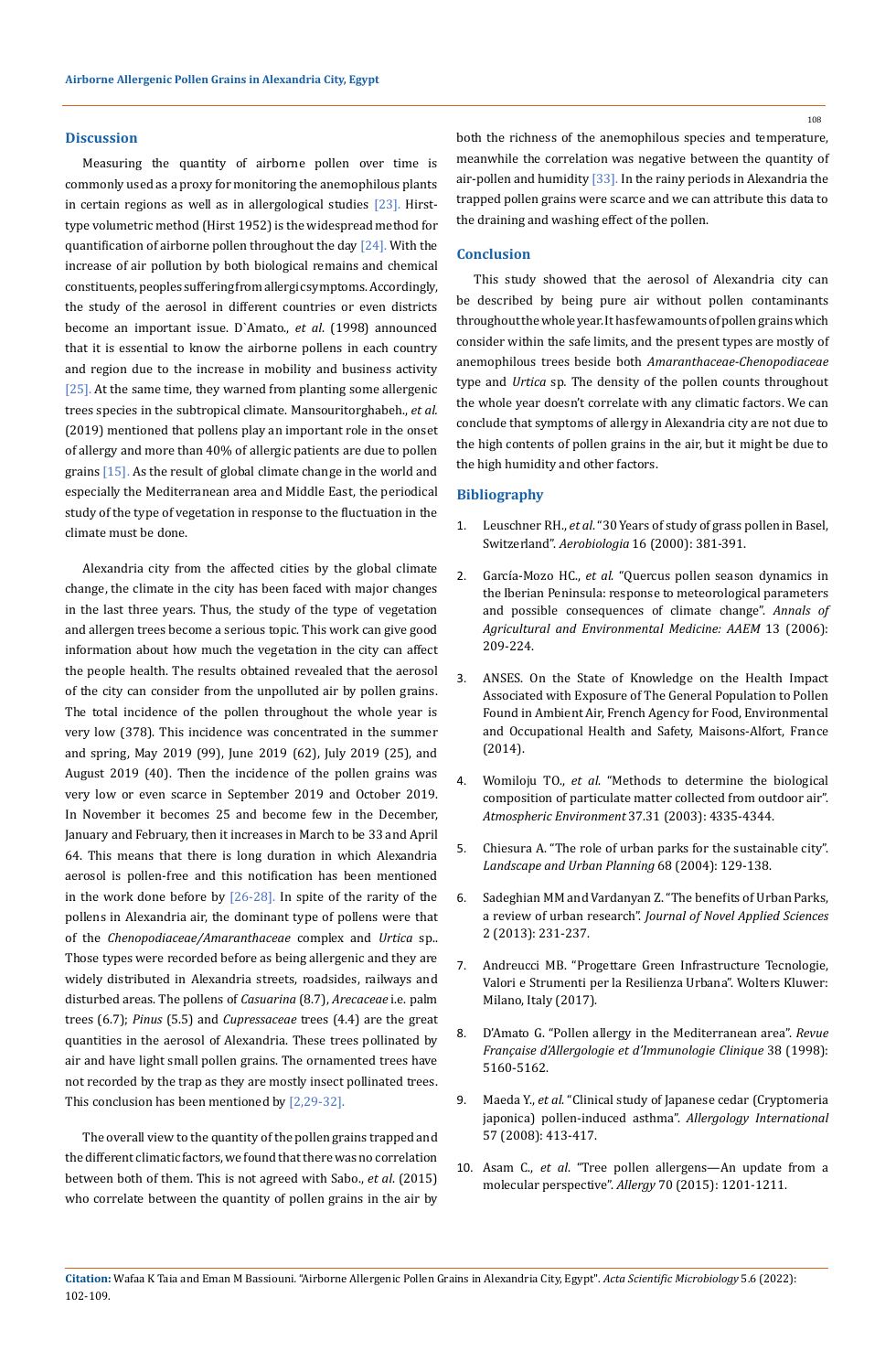## Discussion

Measuring the quantity of airborne pollen over time is commonly used as a proxy for monitoring the anemophilous plants in certain regions as well as in allergological studies [23]. Hirst-type volumetric method (Hirst 1952) is the widespread method for quantification of airborne pollen throughout the day [24]. With the increase of air pollution by both biological remains and chemical constituents, peoples suffering from allergic symptoms. Accordingly, the study of the aerosol in different countries or even districts become an important issue. D`Amato., *et al*. (1998) announced that it is essential to know the airborne pollens in each country and region due to the increase in mobility and business activity [25]. At the same time, they warned from planting some allergenic trees species in the subtropical climate. Mansouritorghabeh., *et al.* (2019) mentioned that pollens play an important role in the onset of allergy and more than 40% of allergic patients are due to pollen grains [15]. As the result of global climate change in the world and especially the Mediterranean area and Middle East, the periodical study of the type of vegetation in response to the fluctuation in the climate must be done.

Alexandria city from the affected cities by the global climate change, the climate in the city has been faced with major changes in the last three years. Thus, the study of the type of vegetation and allergen trees become a serious topic. This work can give good information about how much the vegetation in the city can affect the people health. The results obtained revealed that the aerosol of the city can consider from the unpolluted air by pollen grains. The total incidence of the pollen throughout the whole year is very low (378). This incidence was concentrated in the summer and spring, May 2019 (99), June 2019 (62), July 2019 (25), and August 2019 (40). Then the incidence of the pollen grains was very low or even scarce in September 2019 and October 2019. In November it becomes 25 and become few in the December, January and February, then it increases in March to be 33 and April 64. This means that there is long duration in which Alexandria aerosol is pollen-free and this notification has been mentioned in the work done before by [26-28]. In spite of the rarity of the pollens in Alexandria air, the dominant type of pollens were that of the *Chenopodiaceae/Amaranthaceae* complex and *Urtica* sp.. Those types were recorded before as being allergenic and they are widely distributed in Alexandria streets, roadsides, railways and disturbed areas. The pollens of *Casuarina* (8.7), *Arecaceae* i.e. palm trees (6.7); *Pinus* (5.5) and *Cupressaceae* trees (4.4) are the great quantities in the aerosol of Alexandria. These trees pollinated by air and have light small pollen grains. The ornamented trees have not recorded by the trap as they are mostly insect pollinated trees. This conclusion has been mentioned by [2,29-32].

The overall view to the quantity of the pollen grains trapped and the different climatic factors, we found that there was no correlation between both of them. This is not agreed with Sabo., *et al*. (2015) who correlate between the quantity of pollen grains in the air by both the richness of the anemophilous species and temperature, meanwhile the correlation was negative between the quantity of air-pollen and humidity [33]. In the rainy periods in Alexandria the trapped pollen grains were scarce and we can attribute this data to the draining and washing effect of the pollen.

## Conclusion

This study showed that the aerosol of Alexandria city can be described by being pure air without pollen contaminants throughout the whole year. It has few amounts of pollen grains which consider within the safe limits, and the present types are mostly of anemophilous trees beside both *Amaranthaceae-Chenopodiaceae* type and *Urtica* sp. The density of the pollen counts throughout the whole year doesn't correlate with any climatic factors. We can conclude that symptoms of allergy in Alexandria city are not due to the high contents of pollen grains in the air, but it might be due to the high humidity and other factors.

## Bibliography

1. Leuschner RH., *et al*. "30 Years of study of grass pollen in Basel, Switzerland". *Aerobiologia* 16 (2000): 381-391.
2. García-Mozo HC., *et al.* "Quercus pollen season dynamics in the Iberian Peninsula: response to meteorological parameters and possible consequences of climate change". *Annals of Agricultural and Environmental Medicine: AAEM* 13 (2006): 209-224.
3. ANSES. On the State of Knowledge on the Health Impact Associated with Exposure of The General Population to Pollen Found in Ambient Air, French Agency for Food, Environmental and Occupational Health and Safety, Maisons-Alfort, France (2014).
4. Womiloju TO., *et al.* "Methods to determine the biological composition of particulate matter collected from outdoor air". *Atmospheric Environment* 37.31 (2003): 4335-4344.
5. Chiesura A. "The role of urban parks for the sustainable city". *Landscape and Urban Planning* 68 (2004): 129-138.
6. Sadeghian MM and Vardanyan Z. "The benefits of Urban Parks, a review of urban research". *Journal of Novel Applied Sciences* 2 (2013): 231-237.
7. Andreucci MB. "Progettare Green Infrastructure Tecnologie, Valori e Strumenti per la Resilienza Urbana". Wolters Kluwer: Milano, Italy (2017).
8. D'Amato G. "Pollen allergy in the Mediterranean area". *Revue Française d'Allergologie et d'Immunologie Clinique* 38 (1998): 5160-5162.
9. Maeda Y., *et al.* "Clinical study of Japanese cedar (Cryptomeria japonica) pollen-induced asthma". *Allergology International* 57 (2008): 413-417.
10. Asam C., *et al*. "Tree pollen allergens—An update from a molecular perspective". *Allergy* 70 (2015): 1201-1211.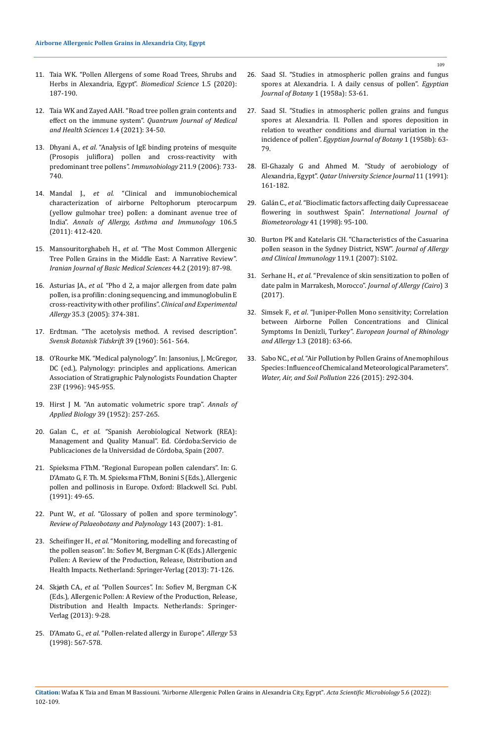11. Taia WK. "Pollen Allergens of some Road Trees, Shrubs and Herbs in Alexandria, Egypt". *Biomedical Science* 1.5 (2020): 187-190.
12. Taia WK and Zayed AAH. "Road tree pollen grain contents and effect on the immune system". *Quantrum Journal of Medical and Health Sciences* 1.4 (2021): 34-50.
13. Dhyani A., *et al*. "Analysis of IgE binding proteins of mesquite (Prosopis juliflora) pollen and cross-reactivity with predominant tree pollens". *Immunobiology* 211.9 (2006): 733-740.
14. Mandal J., *et al*. "Clinical and immunobiochemical characterization of airborne Peltophorum pterocarpum (yellow gulmohar tree) pollen: a dominant avenue tree of India". *Annals of Allergy, Asthma and Immunology* 106.5 (2011): 412-420.
15. Mansouritorghabeh H., *et al*. "The Most Common Allergenic Tree Pollen Grains in the Middle East: A Narrative Review". *Iranian Journal of Basic Medical Sciences* 44.2 (2019): 87-98.
16. Asturias JA., *et al*. "Pho d 2, a major allergen from date palm pollen, is a profilin: cloning sequencing, and immunoglobulin E cross-reactivity with other profilins". *Clinical and Experimental Allergy* 35.3 (2005): 374-381.
17. Erdtman. "The acetolysis method. A revised description". *Svensk Botanisk Tidskrift* 39 (1960): 561- 564.
18. O'Rourke MK. "Medical palynology". In: Jansonius, J, McGregor, DC (ed.), Palynology: principles and applications. American Association of Stratigraphic Palynologists Foundation Chapter 23F (1996): 945-955.
19. Hirst J M. "An automatic volumetric spore trap". *Annals of Applied Biology* 39 (1952): 257-265.
20. Galan C., *et al*. "Spanish Aerobiological Network (REA): Management and Quality Manual". Ed. Córdoba:Servicio de Publicaciones de la Universidad de Córdoba, Spain (2007.
21. Spieksma FThM. "Regional European pollen calendars". In: G. D'Amato G, F. Th. M. Spieksma FThM, Bonini S (Eds.), Allergenic pollen and pollinosis in Europe. Oxford: Blackwell Sci. Publ. (1991): 49-65.
22. Punt W., *et al*. "Glossary of pollen and spore terminology". *Review of Palaeobotany and Palynology* 143 (2007): 1-81.
23. Scheifinger H., *et al*. "Monitoring, modelling and forecasting of the pollen season". In: Sofiev M, Bergman C-K (Eds.) Allergenic Pollen: A Review of the Production, Release, Distribution and Health Impacts. Netherland: Springer-Verlag (2013): 71-126.
24. Skjøth CA., *et al*. "Pollen Sources". In: Sofiev M, Bergman C-K (Eds.), Allergenic Pollen: A Review of the Production, Release, Distribution and Health Impacts. Netherlands: Springer-Verlag (2013): 9-28.
25. D'Amato G., *et al*. "Pollen-related allergy in Europe". *Allergy* 53 (1998): 567-578.
26. Saad SI. "Studies in atmospheric pollen grains and fungus spores at Alexandria. I. A daily census of pollen". *Egyptian Journal of Botany* 1 (1958a): 53-61.
27. Saad SI. "Studies in atmospheric pollen grains and fungus spores at Alexandria. II. Pollen and spores deposition in relation to weather conditions and diurnal variation in the incidence of pollen". *Egyptian Journal of Botany* 1 (1958b): 63-79.
28. El-Ghazaly G and Ahmed M. "Study of aerobiology of Alexandria, Egypt". *Qatar University Science Journal* 11 (1991): 161-182.
29. Galán C., *et al*. "Bioclimatic factors affecting daily Cupressaceae flowering in southwest Spain". *International Journal of Biometeorology* 41 (1998): 95-100.
30. Burton PK and Katelaris CH. "Characteristics of the Casuarina pollen season in the Sydney District, NSW". *Journal of Allergy and Clinical Immunology* 119.1 (2007): S102.
31. Serhane H., *et al*. "Prevalence of skin sensitization to pollen of date palm in Marrakesh, Morocco". *Journal of Allergy (Cairo)* 3 (2017).
32. Simsek F., *et al*. "Juniper-Pollen Mono sensitivity; Correlation between Airborne Pollen Concentrations and Clinical Symptoms In Denizli, Turkey". *European Journal of Rhinology and Allergy* 1.3 (2018): 63-66.
33. Sabo NC., *et al*. "Air Pollution by Pollen Grains of Anemophilous Species: Influence of Chemical and Meteorological Parameters". *Water, Air, and Soil Pollution* 226 (2015): 292-304.